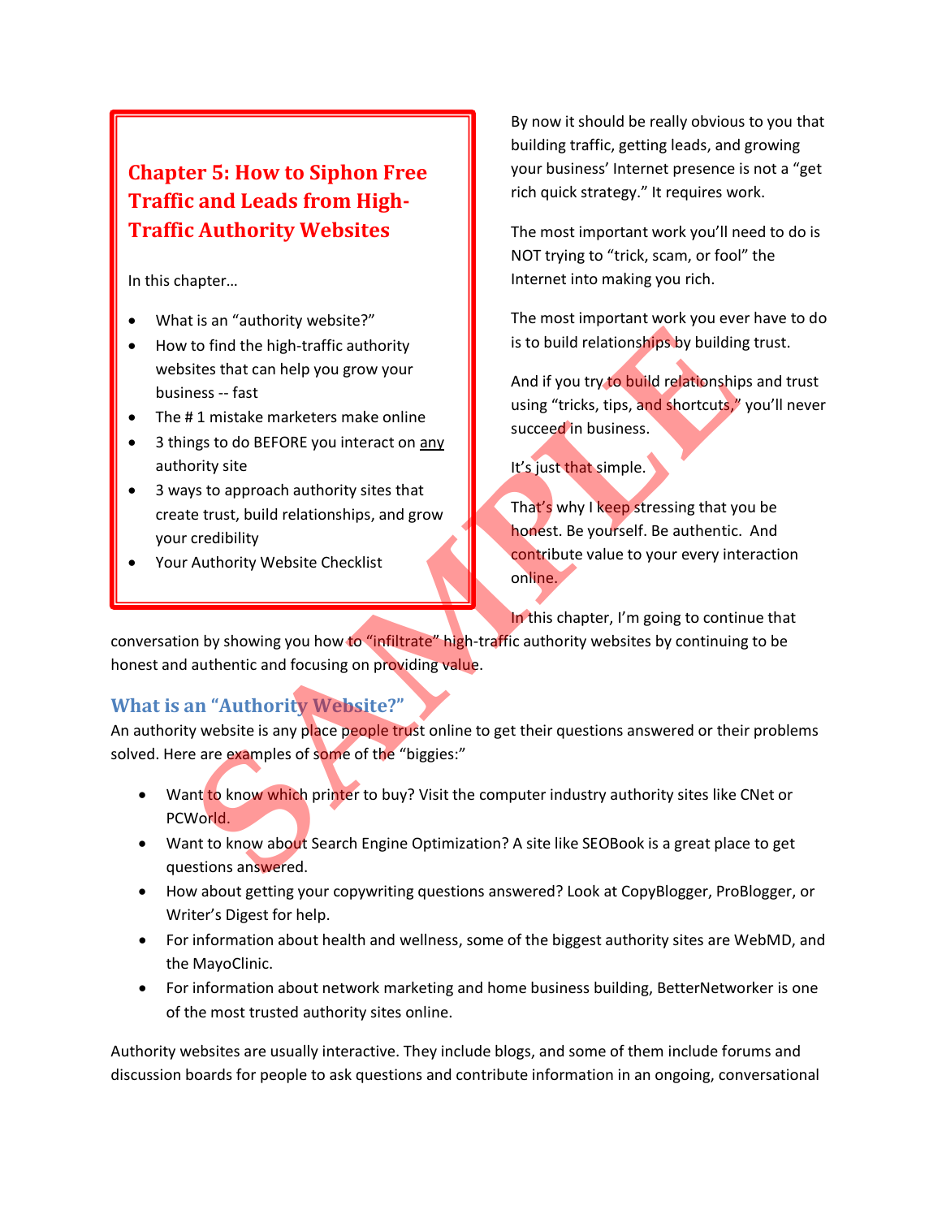# Chapter 5: How to Siphon Free Traffic and Leads from High-Traffic Authority Websites

In this chapter…

- What is an "authority website?"
- How to find the high-traffic authority websites that can help you grow your business -- fast
- The # 1 mistake marketers make online
- 3 things to do BEFORE you interact on any authority site
- 3 ways to approach authority sites that create trust, build relationships, and grow your credibility
- Your Authority Website Checklist

By now it should be really obvious to you that building traffic, getting leads, and growing your business' Internet presence is not a "get rich quick strategy." It requires work.

The most important work you'll need to do is NOT trying to "trick, scam, or fool" the Internet into making you rich.

The most important work you ever have to do is to build relationships by building trust.

And if you try to build relationships and trust using "tricks, tips, and shortcuts," you'll never succeed in business.

It's just that simple.

That's why I keep stressing that you be honest. Be yourself. Be authentic. And contribute value to your every interaction online.

In this chapter, I'm going to continue that conversation by showing you how to "infiltrate" high-traffic authority websites by continuing to be honest and authentic and focusing on providing value.

## What is an "Authority Website?"

An authority website is any place people trust online to get their questions answered or their problems solved. Here are examples of some of the "biggies:"

- Want to know which printer to buy? Visit the computer industry authority sites like CNet or PCWorld.
- Want to know about Search Engine Optimization? A site like SEOBook is a great place to get questions answered.
- How about getting your copywriting questions answered? Look at CopyBlogger, ProBlogger, or Writer's Digest for help.
- For information about health and wellness, some of the biggest authority sites are WebMD, and the MayoClinic.
- For information about network marketing and home business building, BetterNetworker is one of the most trusted authority sites online.

Authority websites are usually interactive. They include blogs, and some of them include forums and discussion boards for people to ask questions and contribute information in an ongoing, conversational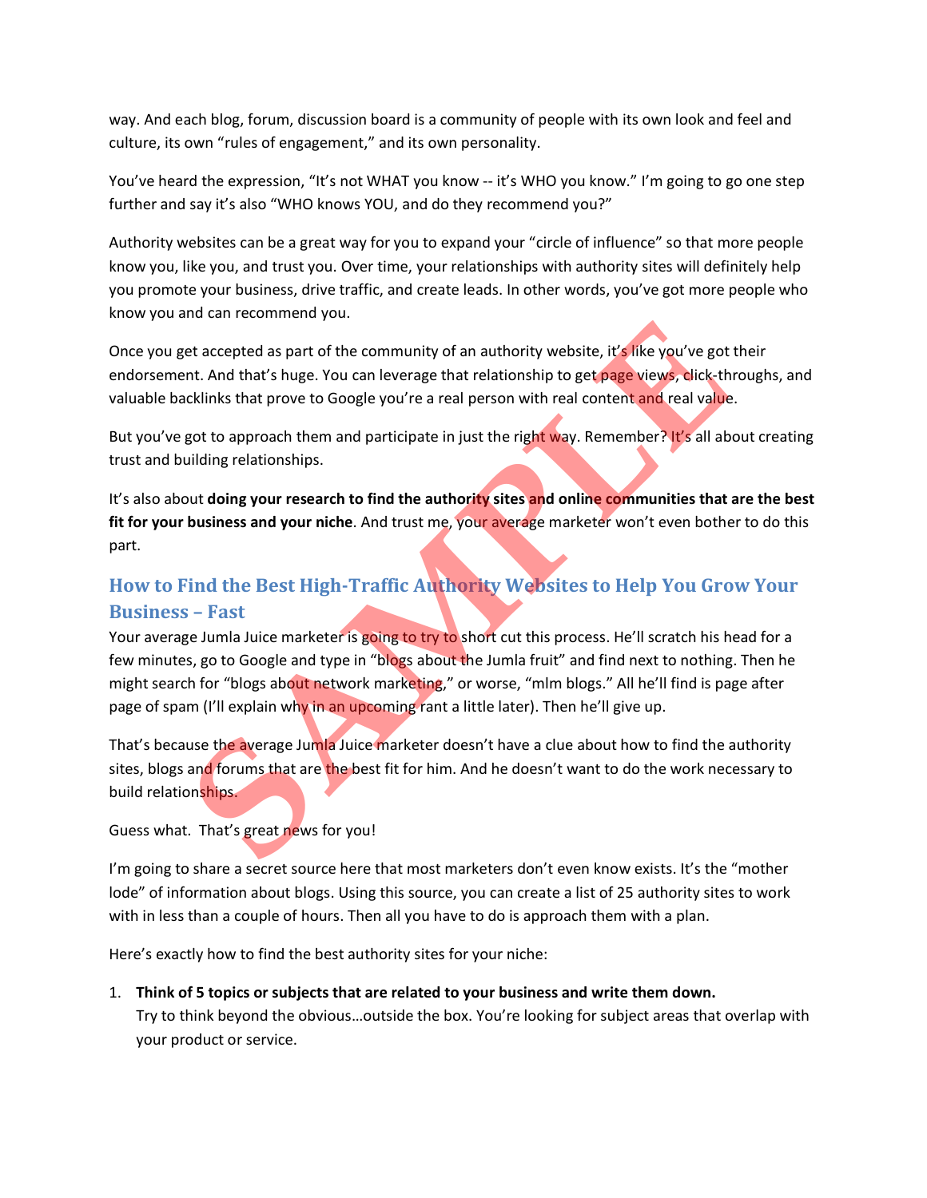way. And each blog, forum, discussion board is a community of people with its own look and feel and culture, its own "rules of engagement," and its own personality.

You've heard the expression, "It's not WHAT you know -- it's WHO you know." I'm going to go one step further and say it's also "WHO knows YOU, and do they recommend you?"

Authority websites can be a great way for you to expand your "circle of influence" so that more people know you, like you, and trust you. Over time, your relationships with authority sites will definitely help you promote your business, drive traffic, and create leads. In other words, you've got more people who know you and can recommend you.

Once you get accepted as part of the community of an authority website, it's like you've got their endorsement. And that's huge. You can leverage that relationship to get page views, click-throughs, and valuable backlinks that prove to Google you're a real person with real content and real value.

But you've got to approach them and participate in just the right way. Remember? It's all about creating trust and building relationships.

It's also about **doing your research to find the authority sites and online communities that are the best fit for your business and your niche**. And trust me, your average marketer won't even bother to do this part.

## How to Find the Best High-Traffic Authority Websites to Help You Grow Your Business – Fast

Your average Jumla Juice marketer is going to try to short cut this process. He'll scratch his head for a few minutes, go to Google and type in "blogs about the Jumla fruit" and find next to nothing. Then he might search for "blogs about network marketing," or worse, "mlm blogs." All he'll find is page after page of spam (I'll explain why in an upcoming rant a little later). Then he'll give up.

That's because the average Jumla Juice marketer doesn't have a clue about how to find the authority sites, blogs and forums that are the best fit for him. And he doesn't want to do the work necessary to build relationships.

Guess what. That's great news for you!

I'm going to share a secret source here that most marketers don't even know exists. It's the "mother lode" of information about blogs. Using this source, you can create a list of 25 authority sites to work with in less than a couple of hours. Then all you have to do is approach them with a plan.

Here's exactly how to find the best authority sites for your niche:

1. **Think of 5 topics or subjects that are related to your business and write them down.**
   Try to think beyond the obvious…outside the box. You're looking for subject areas that overlap with your product or service.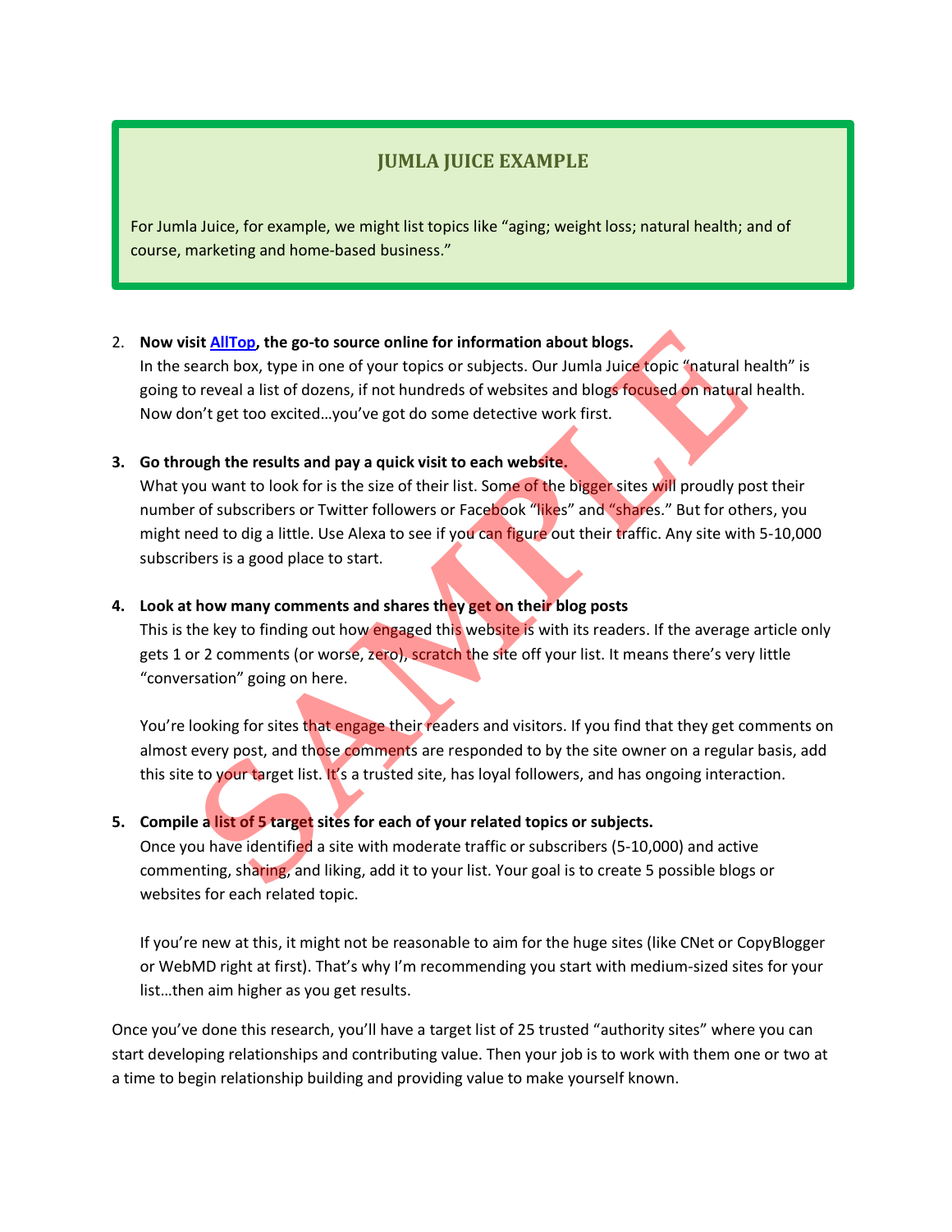> **JUMLA JUICE EXAMPLE**
>
> For Jumla Juice, for example, we might list topics like "aging; weight loss; natural health; and of course, marketing and home-based business."

2. **Now visit AllTop, the go-to source online for information about blogs.**
   In the search box, type in one of your topics or subjects. Our Jumla Juice topic "natural health" is going to reveal a list of dozens, if not hundreds of websites and blogs focused on natural health. Now don't get too excited…you've got do some detective work first.

3. **Go through the results and pay a quick visit to each website.**
   What you want to look for is the size of their list. Some of the bigger sites will proudly post their number of subscribers or Twitter followers or Facebook "likes" and "shares." But for others, you might need to dig a little. Use Alexa to see if you can figure out their traffic. Any site with 5-10,000 subscribers is a good place to start.

4. **Look at how many comments and shares they get on their blog posts**
   This is the key to finding out how engaged this website is with its readers. If the average article only gets 1 or 2 comments (or worse, zero), scratch the site off your list. It means there's very little "conversation" going on here.

   You're looking for sites that engage their readers and visitors. If you find that they get comments on almost every post, and those comments are responded to by the site owner on a regular basis, add this site to your target list. It's a trusted site, has loyal followers, and has ongoing interaction.

5. **Compile a list of 5 target sites for each of your related topics or subjects.**
   Once you have identified a site with moderate traffic or subscribers (5-10,000) and active commenting, sharing, and liking, add it to your list. Your goal is to create 5 possible blogs or websites for each related topic.

   If you're new at this, it might not be reasonable to aim for the huge sites (like CNet or CopyBlogger or WebMD right at first). That's why I'm recommending you start with medium-sized sites for your list…then aim higher as you get results.

Once you've done this research, you'll have a target list of 25 trusted "authority sites" where you can start developing relationships and contributing value. Then your job is to work with them one or two at a time to begin relationship building and providing value to make yourself known.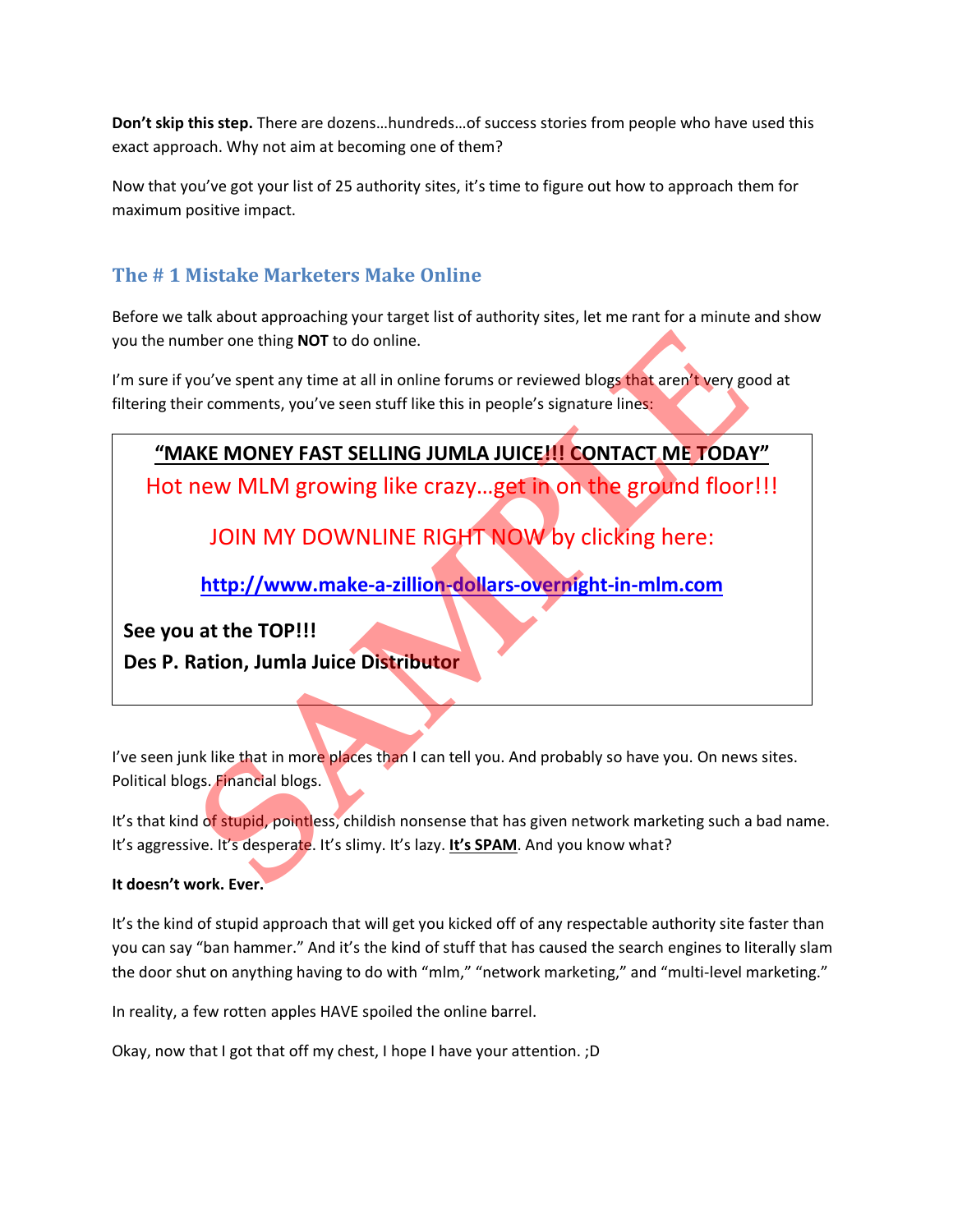**Don't skip this step.** There are dozens…hundreds…of success stories from people who have used this exact approach. Why not aim at becoming one of them?

Now that you've got your list of 25 authority sites, it's time to figure out how to approach them for maximum positive impact.

## The # 1 Mistake Marketers Make Online

Before we talk about approaching your target list of authority sites, let me rant for a minute and show you the number one thing **NOT** to do online.

I'm sure if you've spent any time at all in online forums or reviewed blogs that aren't very good at filtering their comments, you've seen stuff like this in people's signature lines:

> **"MAKE MONEY FAST SELLING JUMLA JUICE!!! CONTACT ME TODAY"**
>
> Hot new MLM growing like crazy…get in on the ground floor!!!
>
> JOIN MY DOWNLINE RIGHT NOW by clicking here:
>
> **http://www.make-a-zillion-dollars-overnight-in-mlm.com**
>
> **See you at the TOP!!!**
> **Des P. Ration, Jumla Juice Distributor**

I've seen junk like that in more places than I can tell you. And probably so have you. On news sites. Political blogs. Financial blogs.

It's that kind of stupid, pointless, childish nonsense that has given network marketing such a bad name. It's aggressive. It's desperate. It's slimy. It's lazy. **It's SPAM**. And you know what?

**It doesn't work. Ever.**

It's the kind of stupid approach that will get you kicked off of any respectable authority site faster than you can say "ban hammer." And it's the kind of stuff that has caused the search engines to literally slam the door shut on anything having to do with "mlm," "network marketing," and "multi-level marketing."

In reality, a few rotten apples HAVE spoiled the online barrel.

Okay, now that I got that off my chest, I hope I have your attention. ;D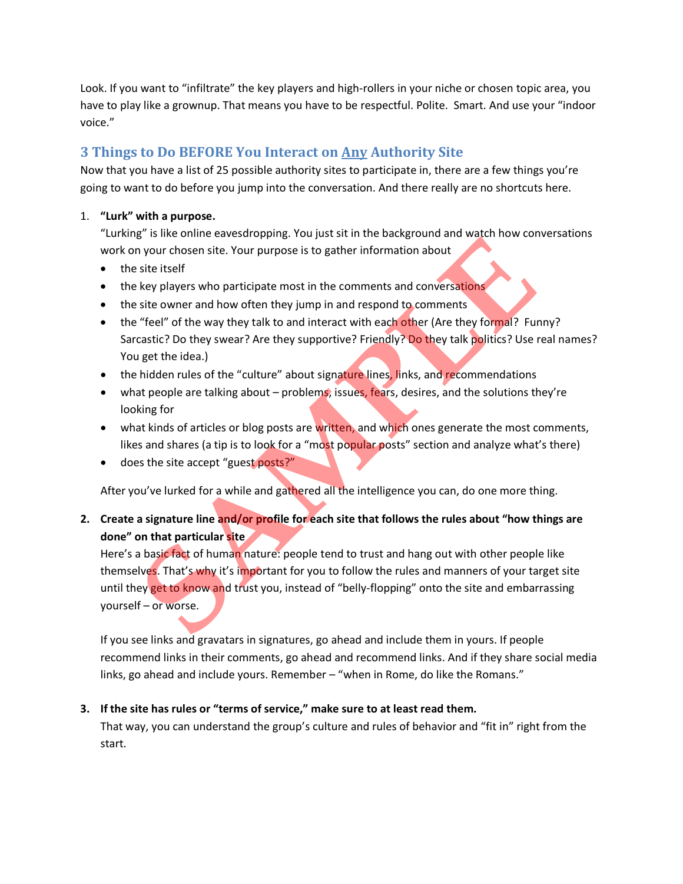Look. If you want to “infiltrate” the key players and high-rollers in your niche or chosen topic area, you have to play like a grownup. That means you have to be respectful. Polite. Smart. And use your “indoor voice.”

## 3 Things to Do BEFORE You Interact on Any Authority Site

Now that you have a list of 25 possible authority sites to participate in, there are a few things you’re going to want to do before you jump into the conversation. And there really are no shortcuts here.

1. **“Lurk” with a purpose.**
   “Lurking” is like online eavesdropping. You just sit in the background and watch how conversations work on your chosen site. Your purpose is to gather information about
   - the site itself
   - the key players who participate most in the comments and conversations
   - the site owner and how often they jump in and respond to comments
   - the “feel” of the way they talk to and interact with each other (Are they formal? Funny? Sarcastic? Do they swear? Are they supportive? Friendly? Do they talk politics? Use real names? You get the idea.)
   - the hidden rules of the “culture” about signature lines, links, and recommendations
   - what people are talking about – problems, issues, fears, desires, and the solutions they’re looking for
   - what kinds of articles or blog posts are written, and which ones generate the most comments, likes and shares (a tip is to look for a “most popular posts” section and analyze what’s there)
   - does the site accept “guest posts?”

   After you’ve lurked for a while and gathered all the intelligence you can, do one more thing.

2. **Create a signature line and/or profile for each site that follows the rules about “how things are done” on that particular site**
   Here’s a basic fact of human nature: people tend to trust and hang out with other people like themselves. That’s why it’s important for you to follow the rules and manners of your target site until they get to know and trust you, instead of “belly-flopping” onto the site and embarrassing yourself – or worse.

   If you see links and gravatars in signatures, go ahead and include them in yours. If people recommend links in their comments, go ahead and recommend links. And if they share social media links, go ahead and include yours. Remember – “when in Rome, do like the Romans.”

3. **If the site has rules or “terms of service,” make sure to at least read them.**
   That way, you can understand the group’s culture and rules of behavior and “fit in” right from the start.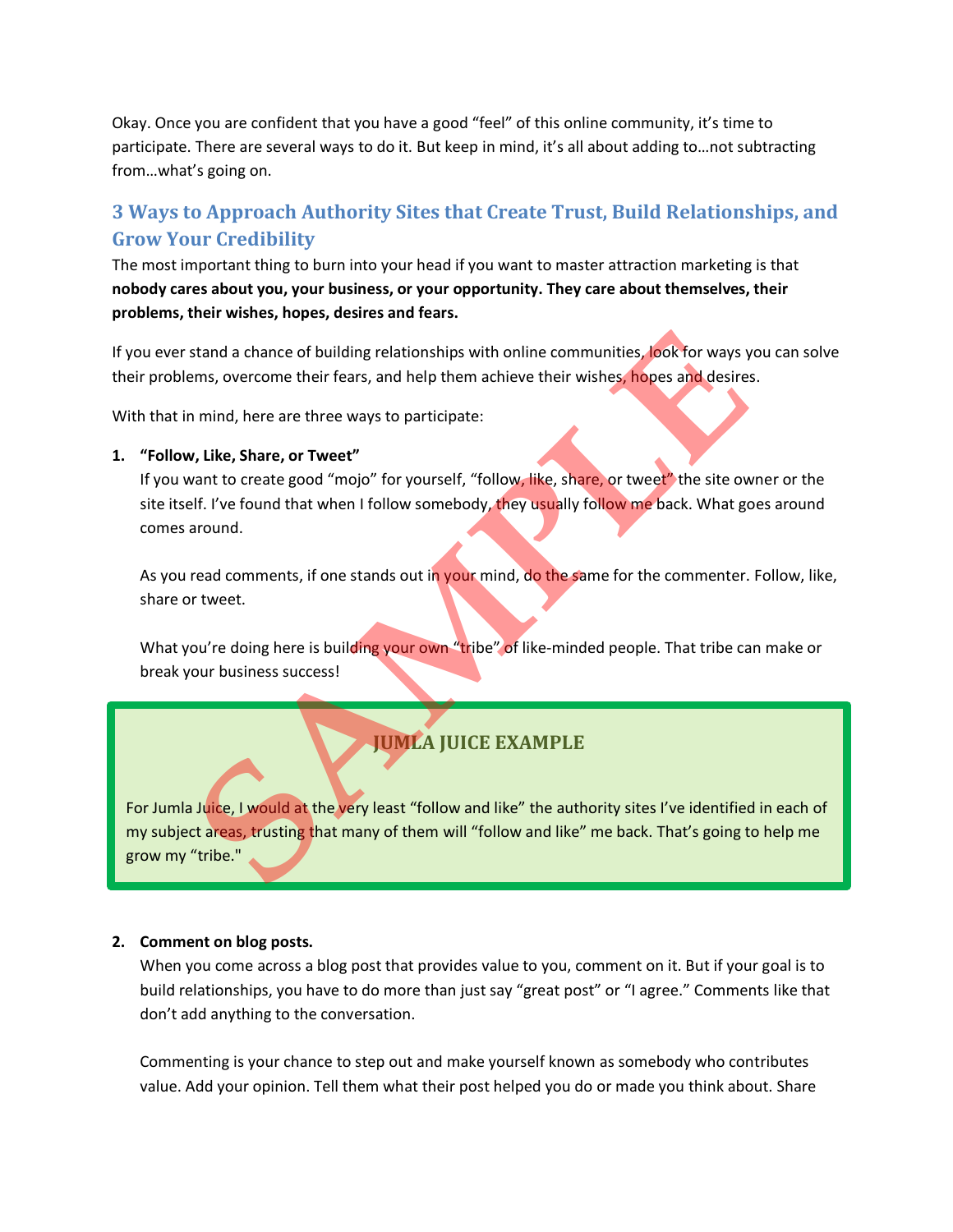Okay. Once you are confident that you have a good "feel" of this online community, it's time to participate. There are several ways to do it. But keep in mind, it's all about adding to…not subtracting from…what's going on.

## 3 Ways to Approach Authority Sites that Create Trust, Build Relationships, and Grow Your Credibility

The most important thing to burn into your head if you want to master attraction marketing is that **nobody cares about you, your business, or your opportunity. They care about themselves, their problems, their wishes, hopes, desires and fears.**

If you ever stand a chance of building relationships with online communities, look for ways you can solve their problems, overcome their fears, and help them achieve their wishes, hopes and desires.

With that in mind, here are three ways to participate:

1. **"Follow, Like, Share, or Tweet"**
   If you want to create good "mojo" for yourself, "follow, like, share, or tweet" the site owner or the site itself. I've found that when I follow somebody, they usually follow me back. What goes around comes around.

   As you read comments, if one stands out in your mind, do the same for the commenter. Follow, like, share or tweet.

   What you're doing here is building your own "tribe" of like-minded people. That tribe can make or break your business success!

> **JUMLA JUICE EXAMPLE**
>
> For Jumla Juice, I would at the very least "follow and like" the authority sites I've identified in each of my subject areas, trusting that many of them will "follow and like" me back. That's going to help me grow my "tribe."

2. **Comment on blog posts.**
   When you come across a blog post that provides value to you, comment on it. But if your goal is to build relationships, you have to do more than just say "great post" or "I agree." Comments like that don't add anything to the conversation.

   Commenting is your chance to step out and make yourself known as somebody who contributes value. Add your opinion. Tell them what their post helped you do or made you think about. Share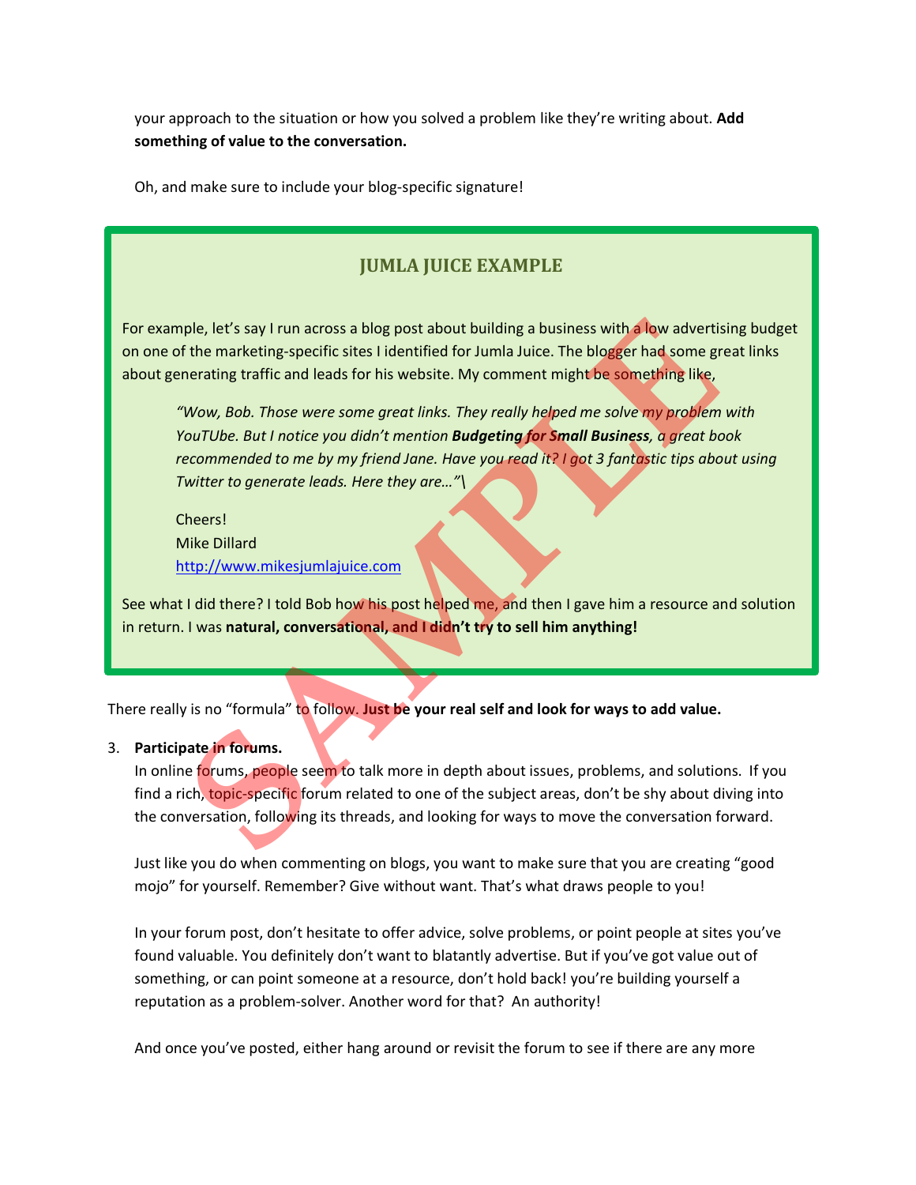your approach to the situation or how you solved a problem like they're writing about. **Add something of value to the conversation.**

Oh, and make sure to include your blog-specific signature!

### JUMLA JUICE EXAMPLE

For example, let's say I run across a blog post about building a business with a low advertising budget on one of the marketing-specific sites I identified for Jumla Juice. The blogger had some great links about generating traffic and leads for his website. My comment might be something like,

> *"Wow, Bob. Those were some great links. They really helped me solve my problem with YouTUbe. But I notice you didn't mention* ***Budgeting for Small Business****, a great book recommended to me by my friend Jane. Have you read it? I got 3 fantastic tips about using Twitter to generate leads. Here they are…"*\
>
> Cheers!
> Mike Dillard
> http://www.mikesjumlajuice.com

See what I did there? I told Bob how his post helped me, and then I gave him a resource and solution in return. I was **natural, conversational, and I didn't try to sell him anything!**

There really is no "formula" to follow. **Just be your real self and look for ways to add value.**

3. **Participate in forums.**
   In online forums, people seem to talk more in depth about issues, problems, and solutions. If you find a rich, topic-specific forum related to one of the subject areas, don't be shy about diving into the conversation, following its threads, and looking for ways to move the conversation forward.

   Just like you do when commenting on blogs, you want to make sure that you are creating "good mojo" for yourself. Remember? Give without want. That's what draws people to you!

   In your forum post, don't hesitate to offer advice, solve problems, or point people at sites you've found valuable. You definitely don't want to blatantly advertise. But if you've got value out of something, or can point someone at a resource, don't hold back! you're building yourself a reputation as a problem-solver. Another word for that? An authority!

   And once you've posted, either hang around or revisit the forum to see if there are any more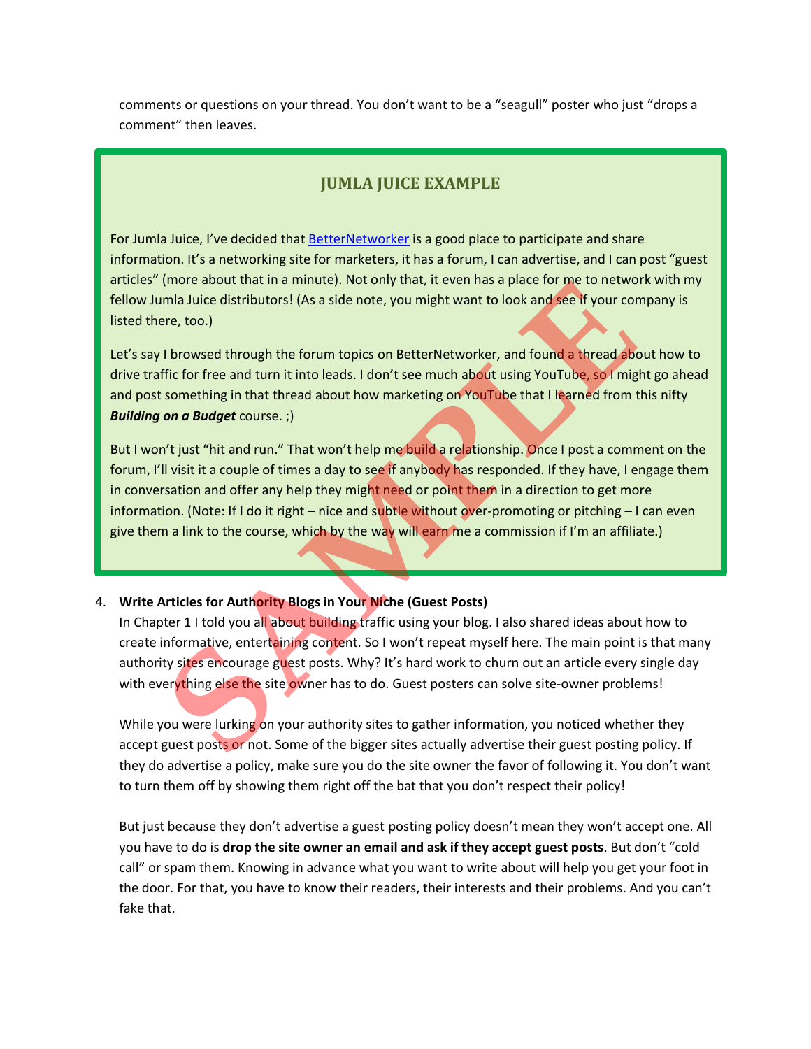comments or questions on your thread. You don't want to be a "seagull" poster who just "drops a comment" then leaves.

### JUMLA JUICE EXAMPLE

For Jumla Juice, I've decided that [BetterNetworker]() is a good place to participate and share information. It's a networking site for marketers, it has a forum, I can advertise, and I can post "guest articles" (more about that in a minute). Not only that, it even has a place for me to network with my fellow Jumla Juice distributors! (As a side note, you might want to look and see if your company is listed there, too.)

Let's say I browsed through the forum topics on BetterNetworker, and found a thread about how to drive traffic for free and turn it into leads. I don't see much about using YouTube, so I might go ahead and post something in that thread about how marketing on YouTube that I learned from this nifty ***Building on a Budget*** course. ;)

But I won't just "hit and run." That won't help me build a relationship. Once I post a comment on the forum, I'll visit it a couple of times a day to see if anybody has responded. If they have, I engage them in conversation and offer any help they might need or point them in a direction to get more information. (Note: If I do it right – nice and subtle without over-promoting or pitching – I can even give them a link to the course, which by the way will earn me a commission if I'm an affiliate.)

4. **Write Articles for Authority Blogs in Your Niche (Guest Posts)**
   In Chapter 1 I told you all about building traffic using your blog. I also shared ideas about how to create informative, entertaining content. So I won't repeat myself here. The main point is that many authority sites encourage guest posts. Why? It's hard work to churn out an article every single day with everything else the site owner has to do. Guest posters can solve site-owner problems!

   While you were lurking on your authority sites to gather information, you noticed whether they accept guest posts or not. Some of the bigger sites actually advertise their guest posting policy. If they do advertise a policy, make sure you do the site owner the favor of following it. You don't want to turn them off by showing them right off the bat that you don't respect their policy!

   But just because they don't advertise a guest posting policy doesn't mean they won't accept one. All you have to do is **drop the site owner an email and ask if they accept guest posts**. But don't "cold call" or spam them. Knowing in advance what you want to write about will help you get your foot in the door. For that, you have to know their readers, their interests and their problems. And you can't fake that.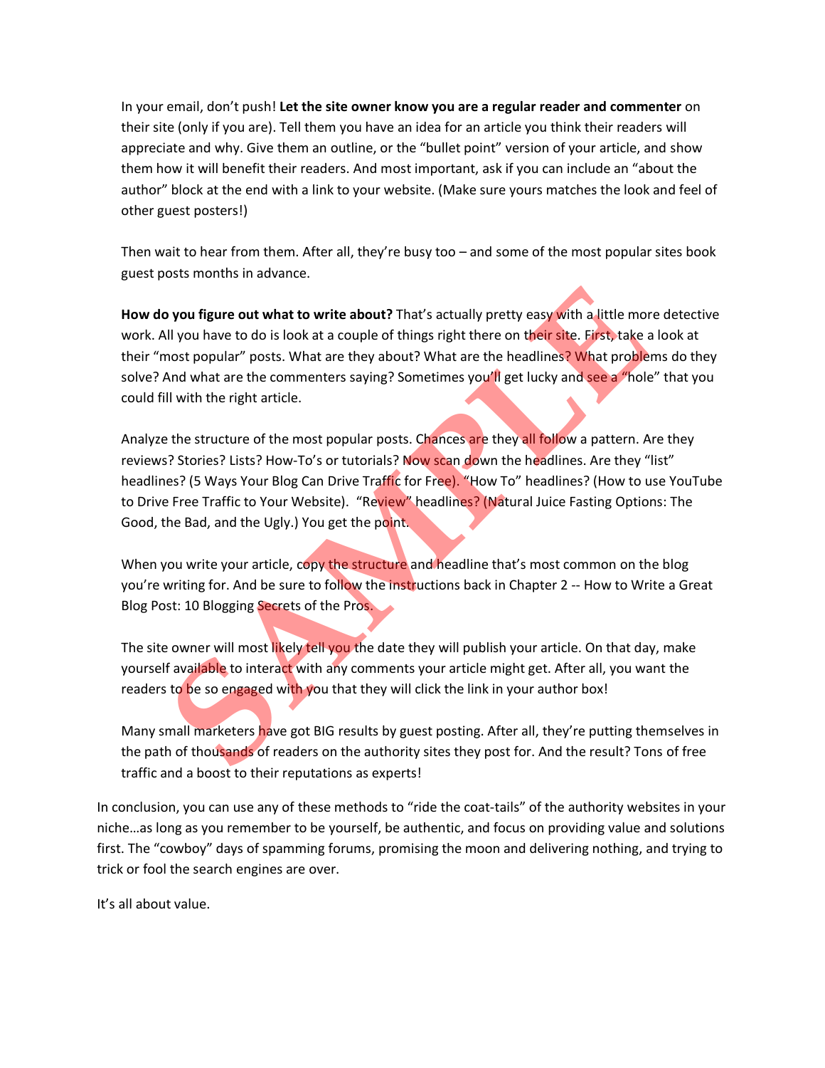In your email, don't push! **Let the site owner know you are a regular reader and commenter** on their site (only if you are). Tell them you have an idea for an article you think their readers will appreciate and why. Give them an outline, or the "bullet point" version of your article, and show them how it will benefit their readers. And most important, ask if you can include an "about the author" block at the end with a link to your website. (Make sure yours matches the look and feel of other guest posters!)

Then wait to hear from them. After all, they're busy too – and some of the most popular sites book guest posts months in advance.

**How do you figure out what to write about?** That's actually pretty easy with a little more detective work. All you have to do is look at a couple of things right there on their site. First, take a look at their "most popular" posts. What are they about? What are the headlines? What problems do they solve? And what are the commenters saying? Sometimes you'll get lucky and see a "hole" that you could fill with the right article.

Analyze the structure of the most popular posts. Chances are they all follow a pattern. Are they reviews? Stories? Lists? How-To's or tutorials? Now scan down the headlines. Are they "list" headlines? (5 Ways Your Blog Can Drive Traffic for Free). "How To" headlines? (How to use YouTube to Drive Free Traffic to Your Website). "Review" headlines? (Natural Juice Fasting Options: The Good, the Bad, and the Ugly.) You get the point.

When you write your article, copy the structure and headline that's most common on the blog you're writing for. And be sure to follow the instructions back in Chapter 2 -- How to Write a Great Blog Post: 10 Blogging Secrets of the Pros.

The site owner will most likely tell you the date they will publish your article. On that day, make yourself available to interact with any comments your article might get. After all, you want the readers to be so engaged with you that they will click the link in your author box!

Many small marketers have got BIG results by guest posting. After all, they're putting themselves in the path of thousands of readers on the authority sites they post for. And the result? Tons of free traffic and a boost to their reputations as experts!

In conclusion, you can use any of these methods to "ride the coat-tails" of the authority websites in your niche…as long as you remember to be yourself, be authentic, and focus on providing value and solutions first. The "cowboy" days of spamming forums, promising the moon and delivering nothing, and trying to trick or fool the search engines are over.

It's all about value.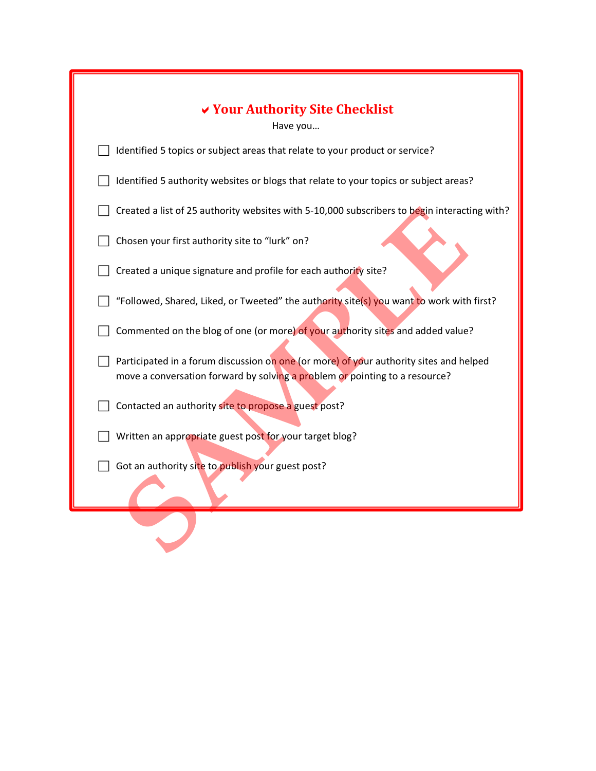## ✔ Your Authority Site Checklist

Have you…

- ☐ Identified 5 topics or subject areas that relate to your product or service?
- ☐ Identified 5 authority websites or blogs that relate to your topics or subject areas?
- ☐ Created a list of 25 authority websites with 5-10,000 subscribers to begin interacting with?
- ☐ Chosen your first authority site to "lurk" on?
- ☐ Created a unique signature and profile for each authority site?
- ☐ "Followed, Shared, Liked, or Tweeted" the authority site(s) you want to work with first?
- ☐ Commented on the blog of one (or more) of your authority sites and added value?
- ☐ Participated in a forum discussion on one (or more) of your authority sites and helped move a conversation forward by solving a problem or pointing to a resource?
- ☐ Contacted an authority site to propose a guest post?
- ☐ Written an appropriate guest post for your target blog?
- ☐ Got an authority site to publish your guest post?

SAMPLE